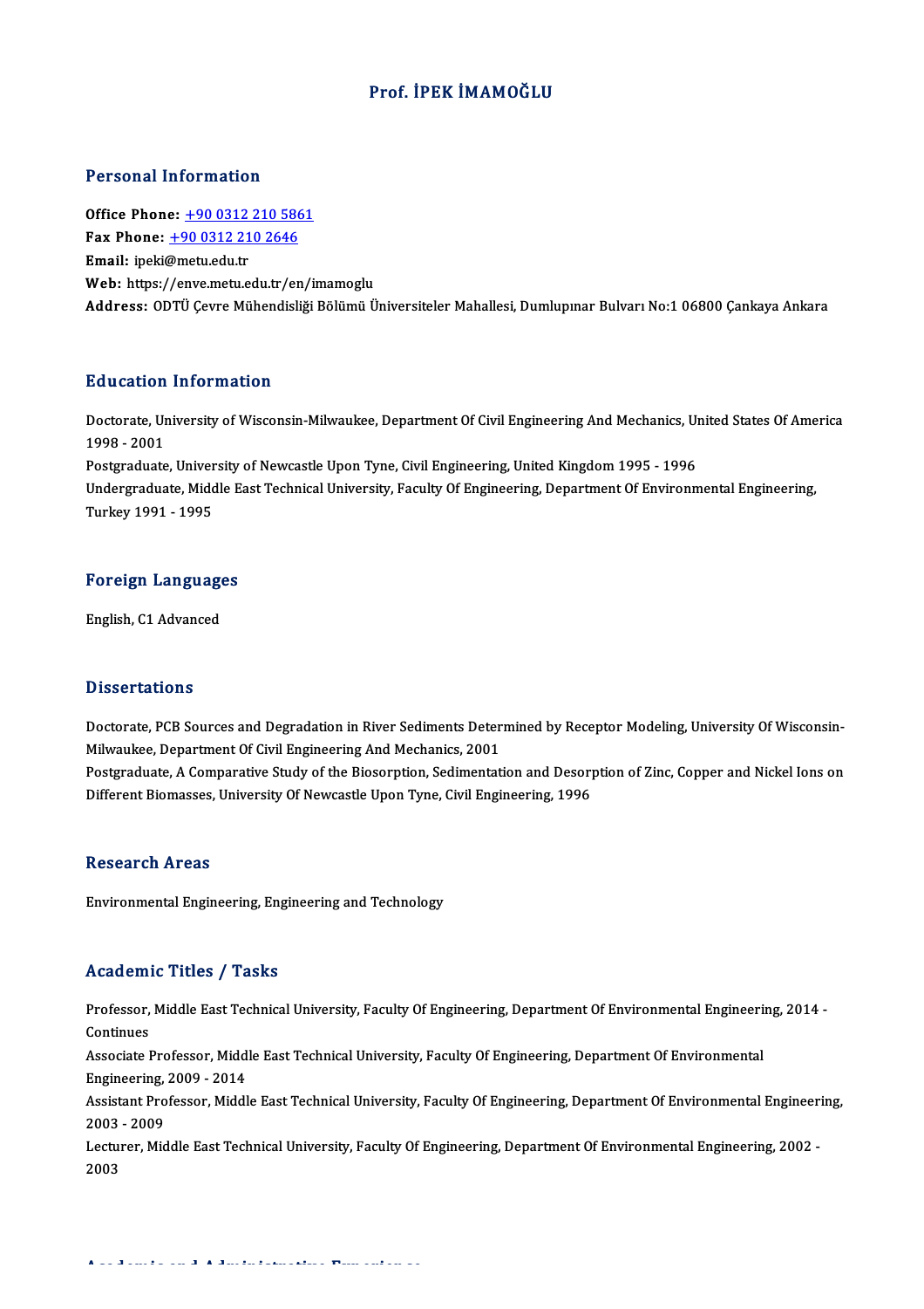# Prof. İPEK İMAMOĞLU

## Personal Information

**Office Phone:** +90 0312 210 5861
**Fax Phone:** +90 0312 210 2646
**Email:** ipeki@metu.edu.tr
**Web:** https://enve.metu.edu.tr/en/imamoglu
**Address:** ODTÜ Çevre Mühendisliği Bölümü Üniversiteler Mahallesi, Dumlupınar Bulvarı No:1 06800 Çankaya Ankara

## Education Information

Doctorate, University of Wisconsin-Milwaukee, Department Of Civil Engineering And Mechanics, United States Of America 1998 - 2001
Postgraduate, University of Newcastle Upon Tyne, Civil Engineering, United Kingdom 1995 - 1996
Undergraduate, Middle East Technical University, Faculty Of Engineering, Department Of Environmental Engineering, Turkey 1991 - 1995

## Foreign Languages

English, C1 Advanced

## Dissertations

Doctorate, PCB Sources and Degradation in River Sediments Determined by Receptor Modeling, University Of Wisconsin-Milwaukee, Department Of Civil Engineering And Mechanics, 2001
Postgraduate, A Comparative Study of the Biosorption, Sedimentation and Desorption of Zinc, Copper and Nickel Ions on Different Biomasses, University Of Newcastle Upon Tyne, Civil Engineering, 1996

## Research Areas

Environmental Engineering, Engineering and Technology

## Academic Titles / Tasks

Professor, Middle East Technical University, Faculty Of Engineering, Department Of Environmental Engineering, 2014 - Continues
Associate Professor, Middle East Technical University, Faculty Of Engineering, Department Of Environmental Engineering, 2009 - 2014
Assistant Professor, Middle East Technical University, Faculty Of Engineering, Department Of Environmental Engineering, 2003 - 2009
Lecturer, Middle East Technical University, Faculty Of Engineering, Department Of Environmental Engineering, 2002 - 2003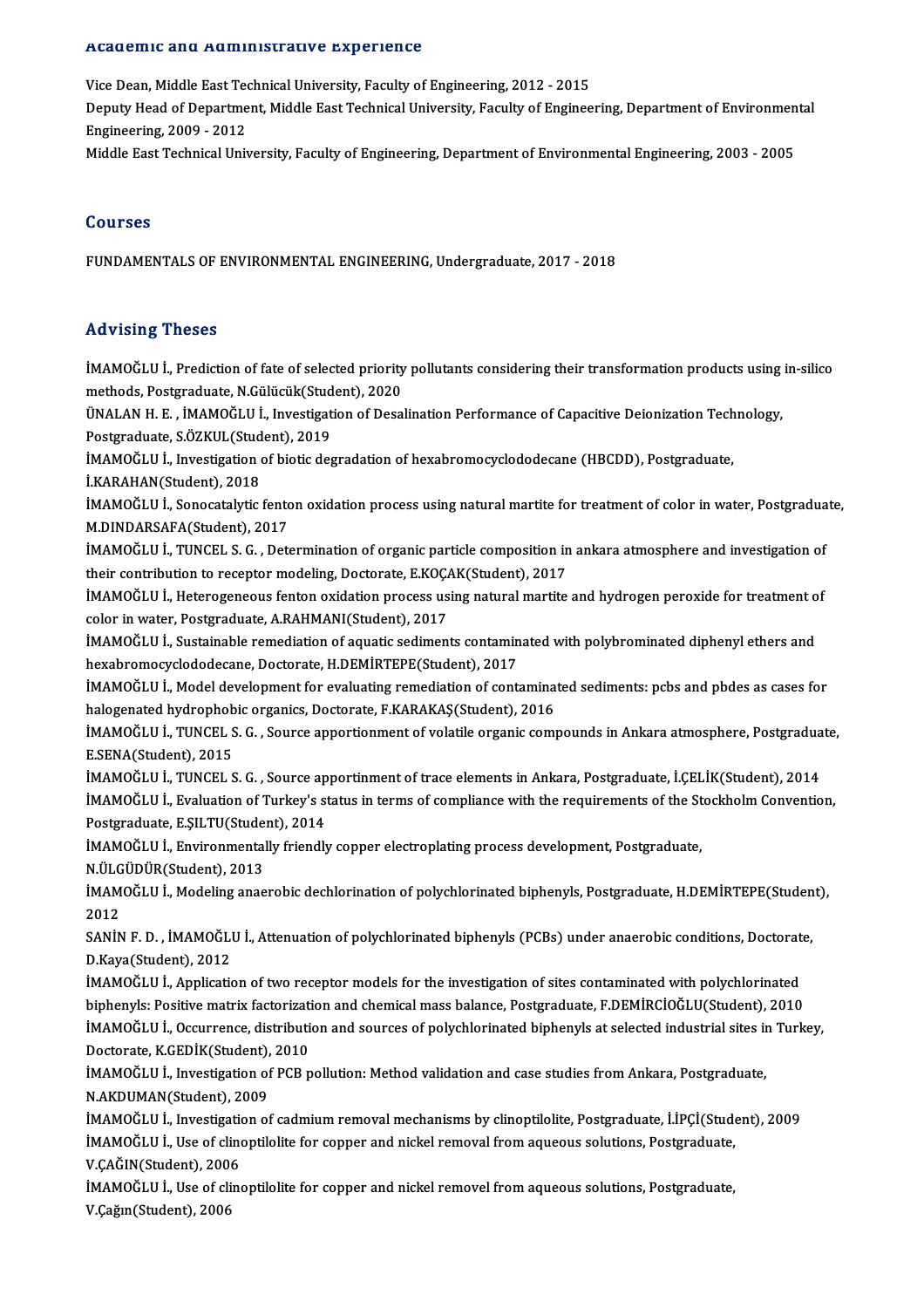## Academic and Administrative Experience

Vice Dean, Middle East Technical University, Faculty of Engineering, 2012 - 2015

Deputy Head of Department, Middle East Technical University, Faculty of Engineering, Department of Environmental Engineering, 2009 - 2012

Middle East Technical University, Faculty of Engineering, Department of Environmental Engineering, 2003 - 2005

## Courses

FUNDAMENTALS OF ENVIRONMENTAL ENGINEERING, Undergraduate, 2017 - 2018

## Advising Theses

İMAMOĞLU İ., Prediction of fate of selected priority pollutants considering their transformation products using in-silico methods, Postgraduate, N.Gülücük(Student), 2020

ÜNALAN H. E. , İMAMOĞLU İ., Investigation of Desalination Performance of Capacitive Deionization Technology, Postgraduate, S.ÖZKUL(Student), 2019

İMAMOĞLU İ., Investigation of biotic degradation of hexabromocyclododecane (HBCDD), Postgraduate, İ.KARAHAN(Student), 2018

İMAMOĞLU İ., Sonocatalytic fenton oxidation process using natural martite for treatment of color in water, Postgraduate, M.DINDARSAFA(Student), 2017

İMAMOĞLU İ., TUNCEL S. G. , Determination of organic particle composition in ankara atmosphere and investigation of their contribution to receptor modeling, Doctorate, E.KOÇAK(Student), 2017

İMAMOĞLU İ., Heterogeneous fenton oxidation process using natural martite and hydrogen peroxide for treatment of color in water, Postgraduate, A.RAHMANI(Student), 2017

İMAMOĞLU İ., Sustainable remediation of aquatic sediments contaminated with polybrominated diphenyl ethers and hexabromocyclododecane, Doctorate, H.DEMİRTEPE(Student), 2017

İMAMOĞLU İ., Model development for evaluating remediation of contaminated sediments: pcbs and pbdes as cases for halogenated hydrophobic organics, Doctorate, F.KARAKAŞ(Student), 2016

İMAMOĞLU İ., TUNCEL S. G. , Source apportionment of volatile organic compounds in Ankara atmosphere, Postgraduate, E.SENA(Student), 2015

İMAMOĞLU İ., TUNCEL S. G. , Source apportinment of trace elements in Ankara, Postgraduate, İ.ÇELİK(Student), 2014

İMAMOĞLU İ., Evaluation of Turkey's status in terms of compliance with the requirements of the Stockholm Convention, Postgraduate, E.ŞILTU(Student), 2014

İMAMOĞLU İ., Environmentally friendly copper electroplating process development, Postgraduate, N.ÜLGÜDÜR(Student), 2013

İMAMOĞLU İ., Modeling anaerobic dechlorination of polychlorinated biphenyls, Postgraduate, H.DEMİRTEPE(Student), 2012

SANİN F. D. , İMAMOĞLU İ., Attenuation of polychlorinated biphenyls (PCBs) under anaerobic conditions, Doctorate, D.Kaya(Student), 2012

İMAMOĞLU İ., Application of two receptor models for the investigation of sites contaminated with polychlorinated biphenyls: Positive matrix factorization and chemical mass balance, Postgraduate, F.DEMİRCİOĞLU(Student), 2010

İMAMOĞLU İ., Occurrence, distribution and sources of polychlorinated biphenyls at selected industrial sites in Turkey, Doctorate, K.GEDİK(Student), 2010

İMAMOĞLU İ., Investigation of PCB pollution: Method validation and case studies from Ankara, Postgraduate, N.AKDUMAN(Student), 2009

İMAMOĞLU İ., Investigation of cadmium removal mechanisms by clinoptilolite, Postgraduate, İ.İPÇİ(Student), 2009

İMAMOĞLU İ., Use of clinoptilolite for copper and nickel removal from aqueous solutions, Postgraduate, V.ÇAĞIN(Student), 2006

İMAMOĞLU İ., Use of clinoptilolite for copper and nickel removel from aqueous solutions, Postgraduate, V.Çağın(Student), 2006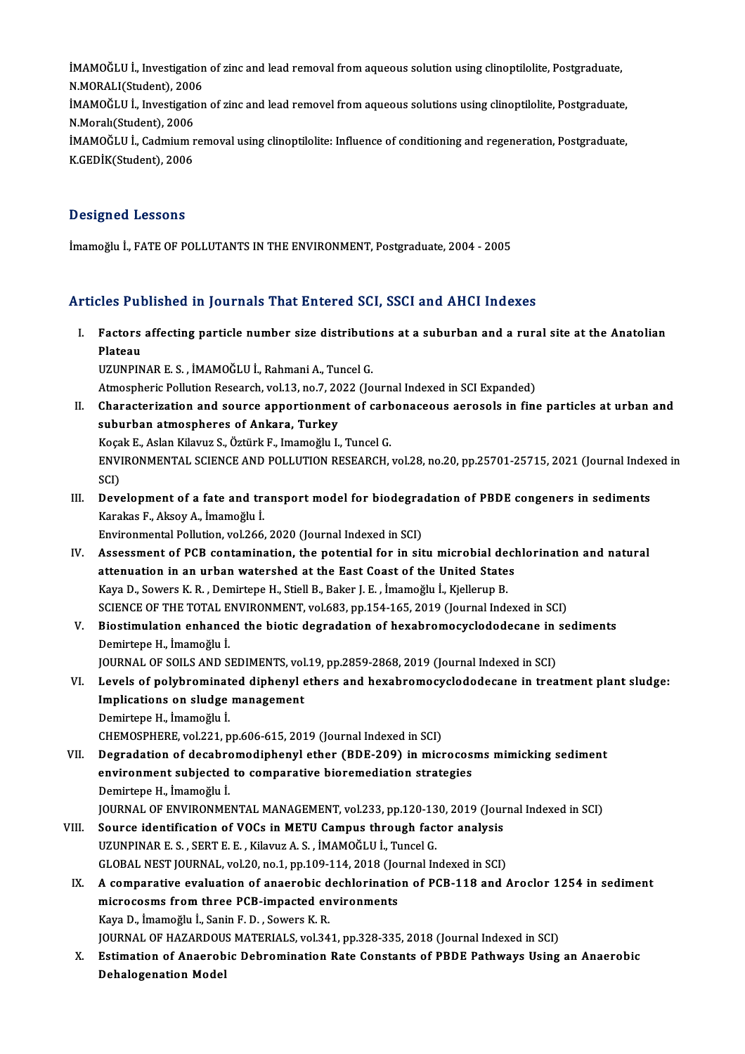İMAMOĞLU İ., Investigation of zinc and lead removal from aqueous solution using clinoptilolite, Postgraduate, N.MORALI(Student), 2006

İMAMOĞLU İ., Investigation of zinc and lead removel from aqueous solutions using clinoptilolite, Postgraduate, N.Moralı(Student), 2006

İMAMOĞLU İ., Cadmium removal using clinoptilolite: Influence of conditioning and regeneration, Postgraduate, K.GEDİK(Student), 2006

## Designed Lessons

İmamoğlu İ., FATE OF POLLUTANTS IN THE ENVIRONMENT, Postgraduate, 2004 - 2005

## Articles Published in Journals That Entered SCI, SSCI and AHCI Indexes

I. **Factors affecting particle number size distributions at a suburban and a rural site at the Anatolian Plateau**
UZUNPINAR E. S. , İMAMOĞLU İ., Rahmani A., Tuncel G.
Atmospheric Pollution Research, vol.13, no.7, 2022 (Journal Indexed in SCI Expanded)

II. **Characterization and source apportionment of carbonaceous aerosols in fine particles at urban and suburban atmospheres of Ankara, Turkey**
Koçak E., Aslan Kilavuz S., Öztürk F., Imamoğlu I., Tuncel G.
ENVIRONMENTAL SCIENCE AND POLLUTION RESEARCH, vol.28, no.20, pp.25701-25715, 2021 (Journal Indexed in SCI)

III. **Development of a fate and transport model for biodegradation of PBDE congeners in sediments**
Karakas F., Aksoy A., İmamoğlu İ.
Environmental Pollution, vol.266, 2020 (Journal Indexed in SCI)

IV. **Assessment of PCB contamination, the potential for in situ microbial dechlorination and natural attenuation in an urban watershed at the East Coast of the United States**
Kaya D., Sowers K. R. , Demirtepe H., Stiell B., Baker J. E. , İmamoğlu İ., Kjellerup B.
SCIENCE OF THE TOTAL ENVIRONMENT, vol.683, pp.154-165, 2019 (Journal Indexed in SCI)

V. **Biostimulation enhanced the biotic degradation of hexabromocyclododecane in sediments**
Demirtepe H., İmamoğlu İ.
JOURNAL OF SOILS AND SEDIMENTS, vol.19, pp.2859-2868, 2019 (Journal Indexed in SCI)

VI. **Levels of polybrominated diphenyl ethers and hexabromocyclododecane in treatment plant sludge: Implications on sludge management**
Demirtepe H., İmamoğlu İ.
CHEMOSPHERE, vol.221, pp.606-615, 2019 (Journal Indexed in SCI)

VII. **Degradation of decabromodiphenyl ether (BDE-209) in microcosms mimicking sediment environment subjected to comparative bioremediation strategies**
Demirtepe H., İmamoğlu İ.
JOURNAL OF ENVIRONMENTAL MANAGEMENT, vol.233, pp.120-130, 2019 (Journal Indexed in SCI)

VIII. **Source identification of VOCs in METU Campus through factor analysis**
UZUNPINAR E. S. , SERT E. E. , Kilavuz A. S. , İMAMOĞLU İ., Tuncel G.
GLOBAL NEST JOURNAL, vol.20, no.1, pp.109-114, 2018 (Journal Indexed in SCI)

IX. **A comparative evaluation of anaerobic dechlorination of PCB-118 and Aroclor 1254 in sediment microcosms from three PCB-impacted environments**
Kaya D., İmamoğlu İ., Sanin F. D. , Sowers K. R.
JOURNAL OF HAZARDOUS MATERIALS, vol.341, pp.328-335, 2018 (Journal Indexed in SCI)

X. **Estimation of Anaerobic Debromination Rate Constants of PBDE Pathways Using an Anaerobic Dehalogenation Model**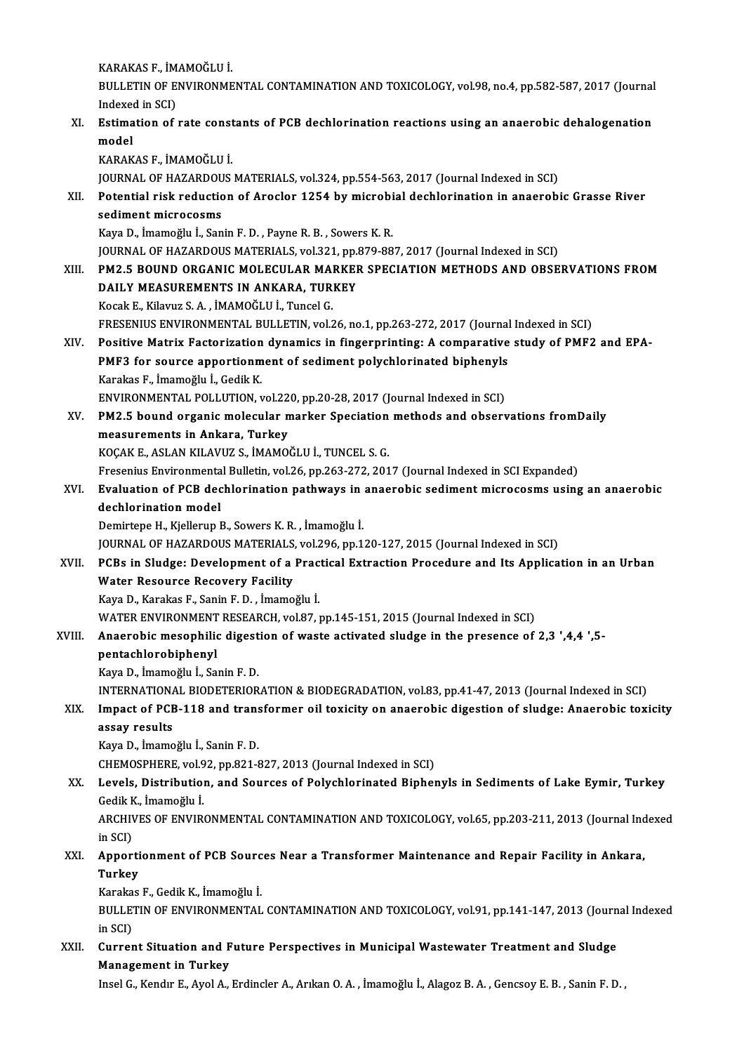KARAKAS F., İMAMOĞLU İ.
BULLETIN OF ENVIRONMENTAL CONTAMINATION AND TOXICOLOGY, vol.98, no.4, pp.582-587, 2017 (Journal Indexed in SCI)

XI. **Estimation of rate constants of PCB dechlorination reactions using an anaerobic dehalogenation model**
KARAKAS F., İMAMOĞLU İ.
JOURNAL OF HAZARDOUS MATERIALS, vol.324, pp.554-563, 2017 (Journal Indexed in SCI)

XII. **Potential risk reduction of Aroclor 1254 by microbial dechlorination in anaerobic Grasse River sediment microcosms**
Kaya D., İmamoğlu İ., Sanin F. D. , Payne R. B. , Sowers K. R.
JOURNAL OF HAZARDOUS MATERIALS, vol.321, pp.879-887, 2017 (Journal Indexed in SCI)

XIII. **PM2.5 BOUND ORGANIC MOLECULAR MARKER SPECIATION METHODS AND OBSERVATIONS FROM DAILY MEASUREMENTS IN ANKARA, TURKEY**
Kocak E., Kilavuz S. A. , İMAMOĞLU İ., Tuncel G.
FRESENIUS ENVIRONMENTAL BULLETIN, vol.26, no.1, pp.263-272, 2017 (Journal Indexed in SCI)

XIV. **Positive Matrix Factorization dynamics in fingerprinting: A comparative study of PMF2 and EPA-PMF3 for source apportionment of sediment polychlorinated biphenyls**
Karakas F., İmamoğlu İ., Gedik K.
ENVIRONMENTAL POLLUTION, vol.220, pp.20-28, 2017 (Journal Indexed in SCI)

XV. **PM2.5 bound organic molecular marker Speciation methods and observations fromDaily measurements in Ankara, Turkey**
KOÇAK E., ASLAN KILAVUZ S., İMAMOĞLU İ., TUNCEL S. G.
Fresenius Environmental Bulletin, vol.26, pp.263-272, 2017 (Journal Indexed in SCI Expanded)

XVI. **Evaluation of PCB dechlorination pathways in anaerobic sediment microcosms using an anaerobic dechlorination model**
Demirtepe H., Kjellerup B., Sowers K. R. , İmamoğlu İ.
JOURNAL OF HAZARDOUS MATERIALS, vol.296, pp.120-127, 2015 (Journal Indexed in SCI)

XVII. **PCBs in Sludge: Development of a Practical Extraction Procedure and Its Application in an Urban Water Resource Recovery Facility**
Kaya D., Karakas F., Sanin F. D. , İmamoğlu İ.
WATER ENVIRONMENT RESEARCH, vol.87, pp.145-151, 2015 (Journal Indexed in SCI)

XVIII. **Anaerobic mesophilic digestion of waste activated sludge in the presence of 2,3 ',4,4 ',5-pentachlorobiphenyl**
Kaya D., İmamoğlu İ., Sanin F. D.
INTERNATIONAL BIODETERIORATION & BIODEGRADATION, vol.83, pp.41-47, 2013 (Journal Indexed in SCI)

XIX. **Impact of PCB-118 and transformer oil toxicity on anaerobic digestion of sludge: Anaerobic toxicity assay results**
Kaya D., İmamoğlu İ., Sanin F. D.
CHEMOSPHERE, vol.92, pp.821-827, 2013 (Journal Indexed in SCI)

XX. **Levels, Distribution, and Sources of Polychlorinated Biphenyls in Sediments of Lake Eymir, Turkey**
Gedik K., İmamoğlu İ.
ARCHIVES OF ENVIRONMENTAL CONTAMINATION AND TOXICOLOGY, vol.65, pp.203-211, 2013 (Journal Indexed in SCI)

XXI. **Apportionment of PCB Sources Near a Transformer Maintenance and Repair Facility in Ankara, Turkey**
Karakas F., Gedik K., İmamoğlu İ.
BULLETIN OF ENVIRONMENTAL CONTAMINATION AND TOXICOLOGY, vol.91, pp.141-147, 2013 (Journal Indexed in SCI)

XXII. **Current Situation and Future Perspectives in Municipal Wastewater Treatment and Sludge Management in Turkey**
Insel G., Kendır E., Ayol A., Erdincler A., Arıkan O. A. , İmamoğlu İ., Alagoz B. A. , Gencsoy E. B. , Sanin F. D. ,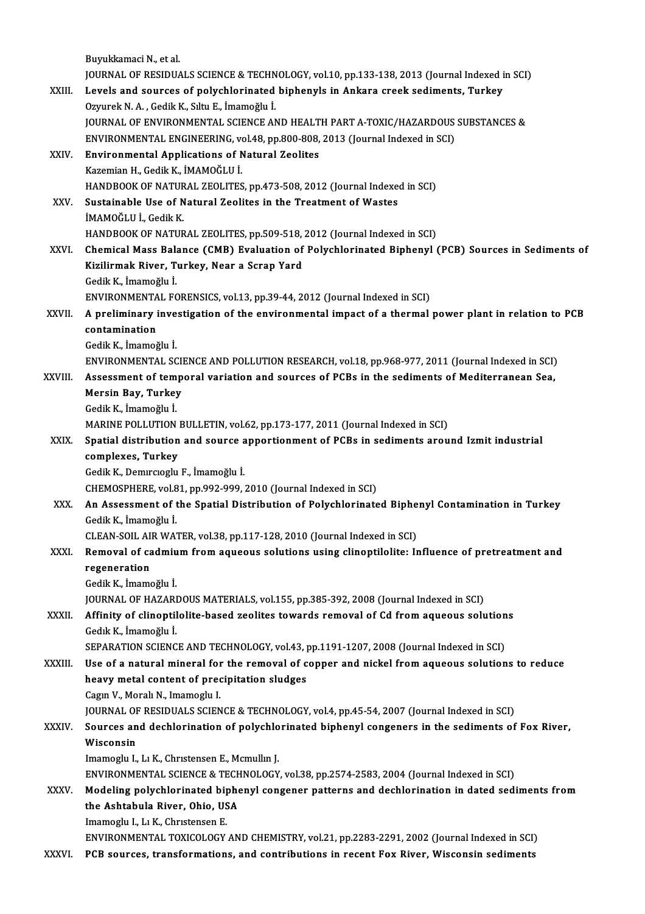Buyukkamaci N., et al.
JOURNAL OF RESIDUALS SCIENCE & TECHNOLOGY, vol.10, pp.133-138, 2013 (Journal Indexed in SCI)

XXIII. **Levels and sources of polychlorinated biphenyls in Ankara creek sediments, Turkey**
Ozyurek N. A. , Gedik K., Sıltu E., İmamoğlu İ.
JOURNAL OF ENVIRONMENTAL SCIENCE AND HEALTH PART A-TOXIC/HAZARDOUS SUBSTANCES & ENVIRONMENTAL ENGINEERING, vol.48, pp.800-808, 2013 (Journal Indexed in SCI)

XXIV. **Environmental Applications of Natural Zeolites**
Kazemian H., Gedik K., İMAMOĞLU İ.
HANDBOOK OF NATURAL ZEOLITES, pp.473-508, 2012 (Journal Indexed in SCI)

XXV. **Sustainable Use of Natural Zeolites in the Treatment of Wastes**
İMAMOĞLU İ., Gedik K.
HANDBOOK OF NATURAL ZEOLITES, pp.509-518, 2012 (Journal Indexed in SCI)

XXVI. **Chemical Mass Balance (CMB) Evaluation of Polychlorinated Biphenyl (PCB) Sources in Sediments of Kizilirmak River, Turkey, Near a Scrap Yard**
Gedik K., İmamoğlu İ.
ENVIRONMENTAL FORENSICS, vol.13, pp.39-44, 2012 (Journal Indexed in SCI)

XXVII. **A preliminary investigation of the environmental impact of a thermal power plant in relation to PCB contamination**
Gedik K., İmamoğlu İ.
ENVIRONMENTAL SCIENCE AND POLLUTION RESEARCH, vol.18, pp.968-977, 2011 (Journal Indexed in SCI)

XXVIII. **Assessment of temporal variation and sources of PCBs in the sediments of Mediterranean Sea, Mersin Bay, Turkey**
Gedik K., İmamoğlu İ.
MARINE POLLUTION BULLETIN, vol.62, pp.173-177, 2011 (Journal Indexed in SCI)

XXIX. **Spatial distribution and source apportionment of PCBs in sediments around Izmit industrial complexes, Turkey**
Gedik K., Demırcıoglu F., İmamoğlu İ.
CHEMOSPHERE, vol.81, pp.992-999, 2010 (Journal Indexed in SCI)

XXX. **An Assessment of the Spatial Distribution of Polychlorinated Biphenyl Contamination in Turkey**
Gedik K., İmamoğlu İ.
CLEAN-SOIL AIR WATER, vol.38, pp.117-128, 2010 (Journal Indexed in SCI)

XXXI. **Removal of cadmium from aqueous solutions using clinoptilolite: Influence of pretreatment and regeneration**
Gedik K., İmamoğlu İ.
JOURNAL OF HAZARDOUS MATERIALS, vol.155, pp.385-392, 2008 (Journal Indexed in SCI)

XXXII. **Affinity of clinoptilolite-based zeolites towards removal of Cd from aqueous solutions**
Gedık K., İmamoğlu İ.
SEPARATION SCIENCE AND TECHNOLOGY, vol.43, pp.1191-1207, 2008 (Journal Indexed in SCI)

XXXIII. **Use of a natural mineral for the removal of copper and nickel from aqueous solutions to reduce heavy metal content of precipitation sludges**
Cagın V., Moralı N., Imamoglu I.
JOURNAL OF RESIDUALS SCIENCE & TECHNOLOGY, vol.4, pp.45-54, 2007 (Journal Indexed in SCI)

XXXIV. **Sources and dechlorination of polychlorinated biphenyl congeners in the sediments of Fox River, Wisconsin**
Imamoglu I., Lı K., Chrıstensen E., Mcmullın J.
ENVIRONMENTAL SCIENCE & TECHNOLOGY, vol.38, pp.2574-2583, 2004 (Journal Indexed in SCI)

XXXV. **Modeling polychlorinated biphenyl congener patterns and dechlorination in dated sediments from the Ashtabula River, Ohio, USA**
Imamoglu I., Lı K., Chrıstensen E.
ENVIRONMENTAL TOXICOLOGY AND CHEMISTRY, vol.21, pp.2283-2291, 2002 (Journal Indexed in SCI)

XXXVI. **PCB sources, transformations, and contributions in recent Fox River, Wisconsin sediments**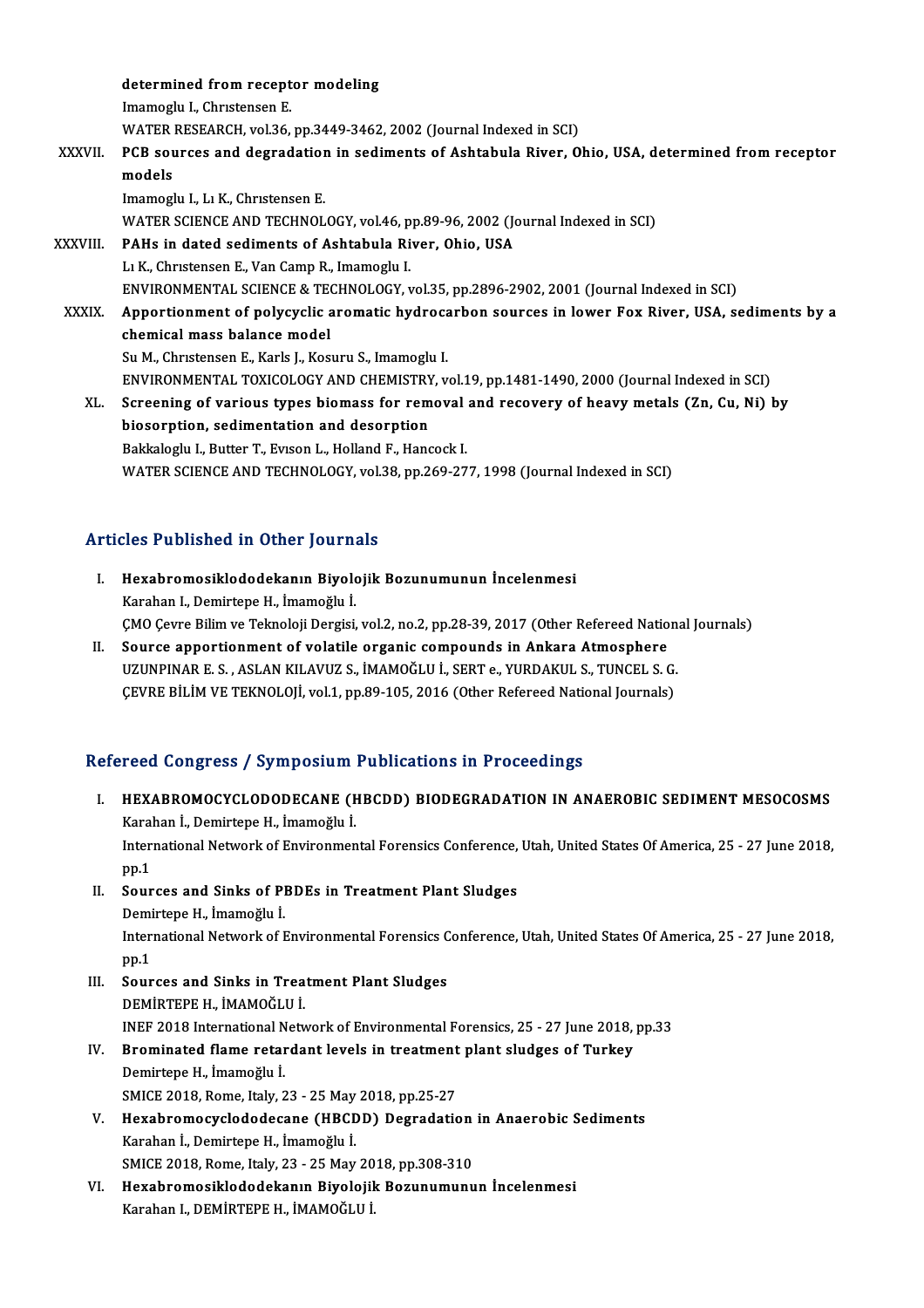determined from receptor modeling
Imamoglu I., Chrıstensen E.
WATER RESEARCH, vol.36, pp.3449-3462, 2002 (Journal Indexed in SCI)

XXXVII. **PCB sources and degradation in sediments of Ashtabula River, Ohio, USA, determined from receptor models**
Imamoglu I., Lı K., Chrıstensen E.
WATER SCIENCE AND TECHNOLOGY, vol.46, pp.89-96, 2002 (Journal Indexed in SCI)

XXXVIII. **PAHs in dated sediments of Ashtabula River, Ohio, USA**
Lı K., Chrıstensen E., Van Camp R., Imamoglu I.
ENVIRONMENTAL SCIENCE & TECHNOLOGY, vol.35, pp.2896-2902, 2001 (Journal Indexed in SCI)

XXXIX. **Apportionment of polycyclic aromatic hydrocarbon sources in lower Fox River, USA, sediments by a chemical mass balance model**
Su M., Chrıstensen E., Karls J., Kosuru S., Imamoglu I.
ENVIRONMENTAL TOXICOLOGY AND CHEMISTRY, vol.19, pp.1481-1490, 2000 (Journal Indexed in SCI)

XL. **Screening of various types biomass for removal and recovery of heavy metals (Zn, Cu, Ni) by biosorption, sedimentation and desorption**
Bakkaloglu I., Butter T., Evıson L., Holland F., Hancock I.
WATER SCIENCE AND TECHNOLOGY, vol.38, pp.269-277, 1998 (Journal Indexed in SCI)

## Articles Published in Other Journals

I. **Hexabromosiklododekanın Biyolojik Bozunumunun İncelenmesi**
Karahan I., Demirtepe H., İmamoğlu İ.
ÇMO Çevre Bilim ve Teknoloji Dergisi, vol.2, no.2, pp.28-39, 2017 (Other Refereed National Journals)

II. **Source apportionment of volatile organic compounds in Ankara Atmosphere**
UZUNPINAR E. S. , ASLAN KILAVUZ S., İMAMOĞLU İ., SERT e., YURDAKUL S., TUNCEL S. G.
ÇEVRE BİLİM VE TEKNOLOJİ, vol.1, pp.89-105, 2016 (Other Refereed National Journals)

## Refereed Congress / Symposium Publications in Proceedings

I. **HEXABROMOCYCLODODECANE (HBCDD) BIODEGRADATION IN ANAEROBIC SEDIMENT MESOCOSMS**
Karahan İ., Demirtepe H., İmamoğlu İ.
International Network of Environmental Forensics Conference, Utah, United States Of America, 25 - 27 June 2018, pp.1

II. **Sources and Sinks of PBDEs in Treatment Plant Sludges**
Demirtepe H., İmamoğlu İ.
International Network of Environmental Forensics Conference, Utah, United States Of America, 25 - 27 June 2018, pp.1

III. **Sources and Sinks in Treatment Plant Sludges**
DEMİRTEPE H., İMAMOĞLU İ.
INEF 2018 International Network of Environmental Forensics, 25 - 27 June 2018, pp.33

IV. **Brominated flame retardant levels in treatment plant sludges of Turkey**
Demirtepe H., İmamoğlu İ.
SMICE 2018, Rome, Italy, 23 - 25 May 2018, pp.25-27

V. **Hexabromocyclododecane (HBCDD) Degradation in Anaerobic Sediments**
Karahan İ., Demirtepe H., İmamoğlu İ.
SMICE 2018, Rome, Italy, 23 - 25 May 2018, pp.308-310

VI. **Hexabromosiklododekanın Biyolojik Bozunumunun İncelenmesi**
Karahan I., DEMİRTEPE H., İMAMOĞLU İ.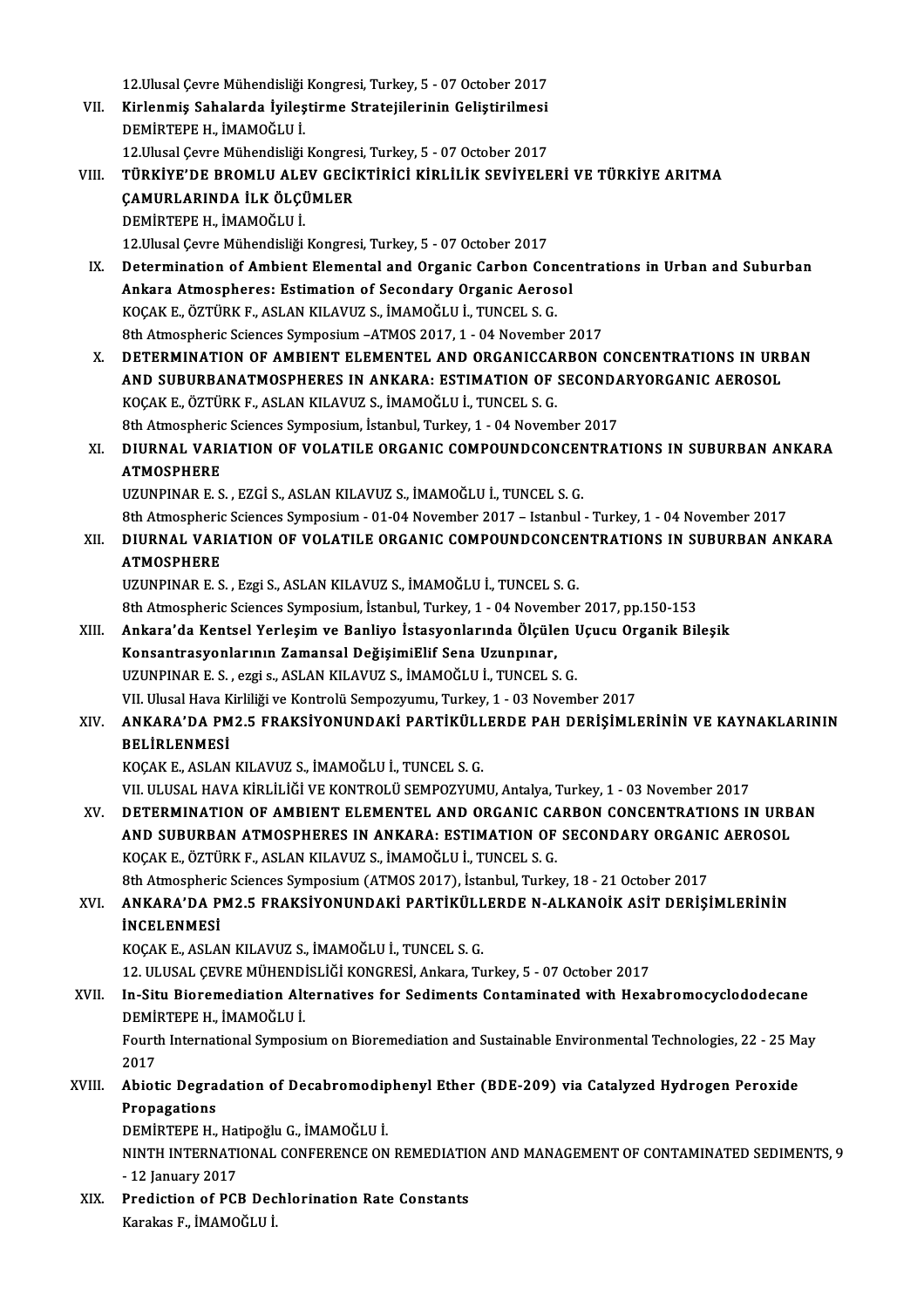12.Ulusal Çevre Mühendisliği Kongresi, Turkey, 5 - 07 October 2017

VII. **Kirlenmiş Sahalarda İyileştirme Stratejilerinin Geliştirilmesi**
DEMİRTEPE H., İMAMOĞLU İ.
12.Ulusal Çevre Mühendisliği Kongresi, Turkey, 5 - 07 October 2017

VIII. **TÜRKİYE'DE BROMLU ALEV GECİKTİRİCİ KİRLİLİK SEVİYELERİ VE TÜRKİYE ARITMA ÇAMURLARINDA İLK ÖLÇÜMLER**
DEMİRTEPE H., İMAMOĞLU İ.
12.Ulusal Çevre Mühendisliği Kongresi, Turkey, 5 - 07 October 2017

IX. **Determination of Ambient Elemental and Organic Carbon Concentrations in Urban and Suburban Ankara Atmospheres: Estimation of Secondary Organic Aerosol**
KOÇAK E., ÖZTÜRK F., ASLAN KILAVUZ S., İMAMOĞLU İ., TUNCEL S. G.
8th Atmospheric Sciences Symposium –ATMOS 2017, 1 - 04 November 2017

X. **DETERMINATION OF AMBIENT ELEMENTEL AND ORGANICCARBON CONCENTRATIONS IN URBAN AND SUBURBANATMOSPHERES IN ANKARA: ESTIMATION OF SECONDARYORGANIC AEROSOL**
KOÇAK E., ÖZTÜRK F., ASLAN KILAVUZ S., İMAMOĞLU İ., TUNCEL S. G.
8th Atmospheric Sciences Symposium, İstanbul, Turkey, 1 - 04 November 2017

XI. **DIURNAL VARIATION OF VOLATILE ORGANIC COMPOUNDCONCENTRATIONS IN SUBURBAN ANKARA ATMOSPHERE**
UZUNPINAR E. S. , EZGİ S., ASLAN KILAVUZ S., İMAMOĞLU İ., TUNCEL S. G.
8th Atmospheric Sciences Symposium - 01-04 November 2017 – Istanbul - Turkey, 1 - 04 November 2017

XII. **DIURNAL VARIATION OF VOLATILE ORGANIC COMPOUNDCONCENTRATIONS IN SUBURBAN ANKARA ATMOSPHERE**
UZUNPINAR E. S. , Ezgi S., ASLAN KILAVUZ S., İMAMOĞLU İ., TUNCEL S. G.
8th Atmospheric Sciences Symposium, İstanbul, Turkey, 1 - 04 November 2017, pp.150-153

XIII. **Ankara'da Kentsel Yerleşim ve Banliyo İstasyonlarında Ölçülen Uçucu Organik Bileşik Konsantrasyonlarının Zamansal DeğişimiElif Sena Uzunpınar,**
UZUNPINAR E. S. , ezgi s., ASLAN KILAVUZ S., İMAMOĞLU İ., TUNCEL S. G.
VII. Ulusal Hava Kirliliği ve Kontrolü Sempozyumu, Turkey, 1 - 03 November 2017

XIV. **ANKARA'DA PM2.5 FRAKSİYONUNDAKİ PARTİKÜLLERDE PAH DERİŞİMLERİNİN VE KAYNAKLARININ BELİRLENMESİ**
KOÇAK E., ASLAN KILAVUZ S., İMAMOĞLU İ., TUNCEL S. G.
VII. ULUSAL HAVA KİRLİLİĞİ VE KONTROLÜ SEMPOZYUMU, Antalya, Turkey, 1 - 03 November 2017

XV. **DETERMINATION OF AMBIENT ELEMENTEL AND ORGANIC CARBON CONCENTRATIONS IN URBAN AND SUBURBAN ATMOSPHERES IN ANKARA: ESTIMATION OF SECONDARY ORGANIC AEROSOL**
KOÇAK E., ÖZTÜRK F., ASLAN KILAVUZ S., İMAMOĞLU İ., TUNCEL S. G.
8th Atmospheric Sciences Symposium (ATMOS 2017), İstanbul, Turkey, 18 - 21 October 2017

XVI. **ANKARA'DA PM2.5 FRAKSİYONUNDAKİ PARTİKÜLLERDE N-ALKANOİK ASİT DERİŞİMLERİNİN İNCELENMESİ**
KOÇAK E., ASLAN KILAVUZ S., İMAMOĞLU İ., TUNCEL S. G.
12. ULUSAL ÇEVRE MÜHENDİSLİĞİ KONGRESİ, Ankara, Turkey, 5 - 07 October 2017

XVII. **In-Situ Bioremediation Alternatives for Sediments Contaminated with Hexabromocyclododecane**
DEMİRTEPE H., İMAMOĞLU İ.
Fourth International Symposium on Bioremediation and Sustainable Environmental Technologies, 22 - 25 May 2017

XVIII. **Abiotic Degradation of Decabromodiphenyl Ether (BDE-209) via Catalyzed Hydrogen Peroxide Propagations**
DEMİRTEPE H., Hatipoğlu G., İMAMOĞLU İ.
NINTH INTERNATIONAL CONFERENCE ON REMEDIATION AND MANAGEMENT OF CONTAMINATED SEDIMENTS, 9 - 12 January 2017

XIX. **Prediction of PCB Dechlorination Rate Constants**
Karakas F., İMAMOĞLU İ.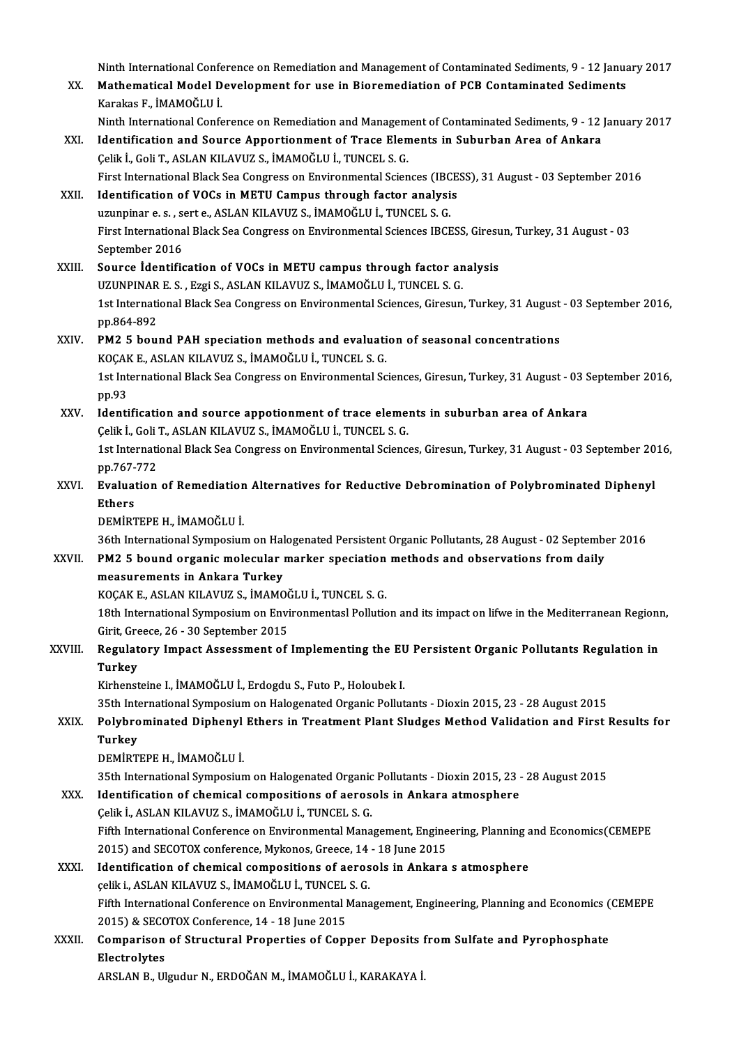Ninth International Conference on Remediation and Management of Contaminated Sediments, 9 - 12 January 2017

XX. **Mathematical Model Development for use in Bioremediation of PCB Contaminated Sediments**
Karakas F., İMAMOĞLU İ.
Ninth International Conference on Remediation and Management of Contaminated Sediments, 9 - 12 January 2017

XXI. **Identification and Source Apportionment of Trace Elements in Suburban Area of Ankara**
Çelik İ., Goli T., ASLAN KILAVUZ S., İMAMOĞLU İ., TUNCEL S. G.
First International Black Sea Congress on Environmental Sciences (IBCESS), 31 August - 03 September 2016

XXII. **Identification of VOCs in METU Campus through factor analysis**
uzunpinar e. s. , sert e., ASLAN KILAVUZ S., İMAMOĞLU İ., TUNCEL S. G.
First International Black Sea Congress on Environmental Sciences IBCESS, Giresun, Turkey, 31 August - 03 September 2016

XXIII. **Source İdentification of VOCs in METU campus through factor analysis**
UZUNPINAR E. S. , Ezgi S., ASLAN KILAVUZ S., İMAMOĞLU İ., TUNCEL S. G.
1st International Black Sea Congress on Environmental Sciences, Giresun, Turkey, 31 August - 03 September 2016, pp.864-892

XXIV. **PM2 5 bound PAH speciation methods and evaluation of seasonal concentrations**
KOÇAK E., ASLAN KILAVUZ S., İMAMOĞLU İ., TUNCEL S. G.
1st International Black Sea Congress on Environmental Sciences, Giresun, Turkey, 31 August - 03 September 2016, pp.93

XXV. **Identification and source appotionment of trace elements in suburban area of Ankara**
Çelik İ., Goli T., ASLAN KILAVUZ S., İMAMOĞLU İ., TUNCEL S. G.
1st International Black Sea Congress on Environmental Sciences, Giresun, Turkey, 31 August - 03 September 2016, pp.767-772

XXVI. **Evaluation of Remediation Alternatives for Reductive Debromination of Polybrominated Diphenyl Ethers**
DEMİRTEPE H., İMAMOĞLU İ.
36th International Symposium on Halogenated Persistent Organic Pollutants, 28 August - 02 September 2016

XXVII. **PM2 5 bound organic molecular marker speciation methods and observations from daily measurements in Ankara Turkey**
KOÇAK E., ASLAN KILAVUZ S., İMAMOĞLU İ., TUNCEL S. G.
18th International Symposium on Environmentasl Pollution and its impact on lifwe in the Mediterranean Regionn, Girit, Greece, 26 - 30 September 2015

XXVIII. **Regulatory Impact Assessment of Implementing the EU Persistent Organic Pollutants Regulation in Turkey**
Kirhensteine I., İMAMOĞLU İ., Erdogdu S., Futo P., Holoubek I.
35th International Symposium on Halogenated Organic Pollutants - Dioxin 2015, 23 - 28 August 2015

XXIX. **Polybrominated Diphenyl Ethers in Treatment Plant Sludges Method Validation and First Results for Turkey**
DEMİRTEPE H., İMAMOĞLU İ.
35th International Symposium on Halogenated Organic Pollutants - Dioxin 2015, 23 - 28 August 2015

XXX. **Identification of chemical compositions of aerosols in Ankara atmosphere**
Çelik İ., ASLAN KILAVUZ S., İMAMOĞLU İ., TUNCEL S. G.
Fifth International Conference on Environmental Management, Engineering, Planning and Economics(CEMEPE 2015) and SECOTOX conference, Mykonos, Greece, 14 - 18 June 2015

XXXI. **Identification of chemical compositions of aerosols in Ankara s atmosphere**
çelik i., ASLAN KILAVUZ S., İMAMOĞLU İ., TUNCEL S. G.
Fifth International Conference on Environmental Management, Engineering, Planning and Economics (CEMEPE 2015) & SECOTOX Conference, 14 - 18 June 2015

XXXII. **Comparison of Structural Properties of Copper Deposits from Sulfate and Pyrophosphate Electrolytes**
ARSLAN B., Ulgudur N., ERDOĞAN M., İMAMOĞLU İ., KARAKAYA İ.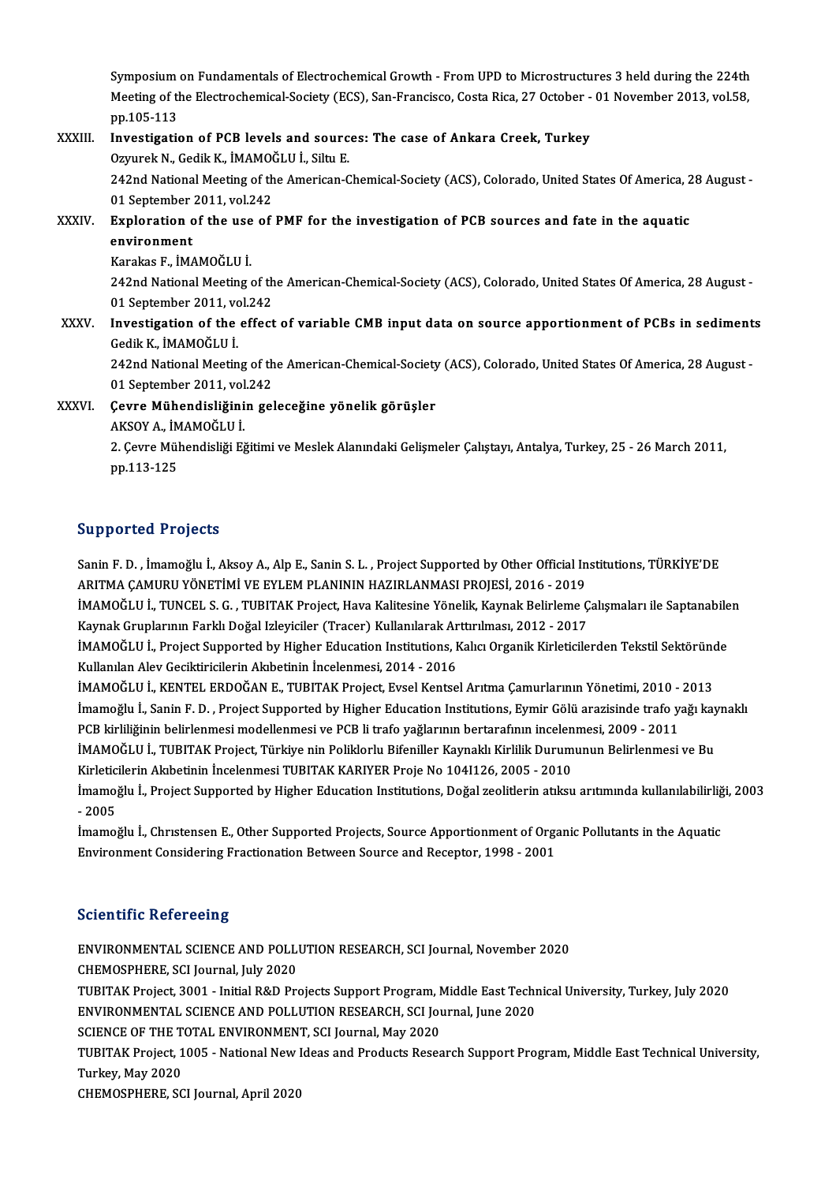Symposium on Fundamentals of Electrochemical Growth - From UPD to Microstructures 3 held during the 224th Meeting of the Electrochemical-Society (ECS), San-Francisco, Costa Rica, 27 October - 01 November 2013, vol.58, pp.105-113

XXXIII. **Investigation of PCB levels and sources: The case of Ankara Creek, Turkey**
Ozyurek N., Gedik K., İMAMOĞLU İ., Siltu E.
242nd National Meeting of the American-Chemical-Society (ACS), Colorado, United States Of America, 28 August - 01 September 2011, vol.242

XXXIV. **Exploration of the use of PMF for the investigation of PCB sources and fate in the aquatic environment**
Karakas F., İMAMOĞLU İ.
242nd National Meeting of the American-Chemical-Society (ACS), Colorado, United States Of America, 28 August - 01 September 2011, vol.242

XXXV. **Investigation of the effect of variable CMB input data on source apportionment of PCBs in sediments**
Gedik K., İMAMOĞLU İ.
242nd National Meeting of the American-Chemical-Society (ACS), Colorado, United States Of America, 28 August - 01 September 2011, vol.242

XXXVI. **Çevre Mühendisliğinin geleceğine yönelik görüşler**
AKSOY A., İMAMOĞLU İ.
2. Çevre Mühendisliği Eğitimi ve Meslek Alanındaki Gelişmeler Çalıştayı, Antalya, Turkey, 25 - 26 March 2011, pp.113-125

## Supported Projects

Sanin F. D. , İmamoğlu İ., Aksoy A., Alp E., Sanin S. L. , Project Supported by Other Official Institutions, TÜRKİYE'DE ARITMA ÇAMURU YÖNETİMİ VE EYLEM PLANININ HAZIRLANMASI PROJESİ, 2016 - 2019

İMAMOĞLU İ., TUNCEL S. G. , TUBITAK Project, Hava Kalitesine Yönelik, Kaynak Belirleme Çalışmaları ile Saptanabilen Kaynak Gruplarının Farklı Doğal Izleyiciler (Tracer) Kullanılarak Arttırılması, 2012 - 2017

İMAMOĞLU İ., Project Supported by Higher Education Institutions, Kalıcı Organik Kirleticilerden Tekstil Sektöründe Kullanılan Alev Geciktiricilerin Akıbetinin İncelenmesi, 2014 - 2016

İMAMOĞLU İ., KENTEL ERDOĞAN E., TUBITAK Project, Evsel Kentsel Arıtma Çamurlarının Yönetimi, 2010 - 2013

İmamoğlu İ., Sanin F. D. , Project Supported by Higher Education Institutions, Eymir Gölü arazisinde trafo yağı kaynaklı PCB kirliliğinin belirlenmesi modellenmesi ve PCB li trafo yağlarının bertarafının incelenmesi, 2009 - 2011

İMAMOĞLU İ., TUBITAK Project, Türkiye nin Poliklorlu Bifeniller Kaynaklı Kirlilik Durumunun Belirlenmesi ve Bu Kirleticilerin Akıbetinin İncelenmesi TUBITAK KARIYER Proje No 104I126, 2005 - 2010

İmamoğlu İ., Project Supported by Higher Education Institutions, Doğal zeolitlerin atıksu arıtımında kullanılabilirliği, 2003 - 2005

İmamoğlu İ., Chrıstensen E., Other Supported Projects, Source Apportionment of Organic Pollutants in the Aquatic Environment Considering Fractionation Between Source and Receptor, 1998 - 2001

## Scientific Refereeing

ENVIRONMENTAL SCIENCE AND POLLUTION RESEARCH, SCI Journal, November 2020

CHEMOSPHERE, SCI Journal, July 2020

TUBITAK Project, 3001 - Initial R&D Projects Support Program, Middle East Technical University, Turkey, July 2020

ENVIRONMENTAL SCIENCE AND POLLUTION RESEARCH, SCI Journal, June 2020

SCIENCE OF THE TOTAL ENVIRONMENT, SCI Journal, May 2020

TUBITAK Project, 1005 - National New Ideas and Products Research Support Program, Middle East Technical University, Turkey, May 2020

CHEMOSPHERE, SCI Journal, April 2020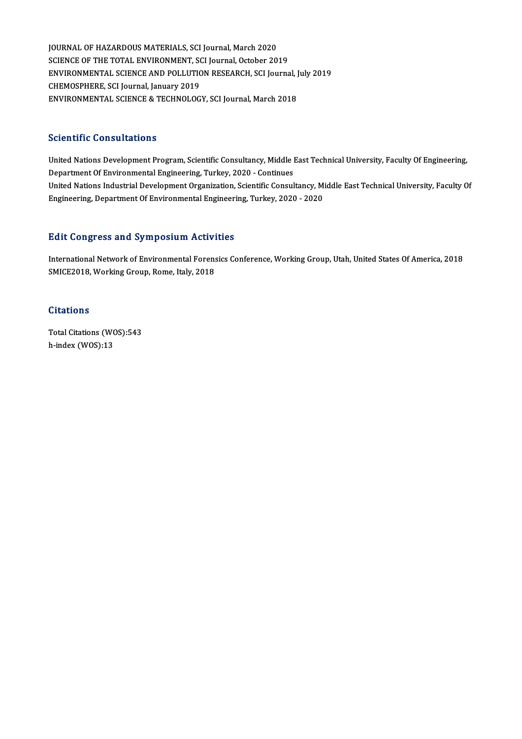JOURNAL OF HAZARDOUS MATERIALS, SCI Journal, March 2020
SCIENCE OF THE TOTAL ENVIRONMENT, SCI Journal, October 2019
ENVIRONMENTAL SCIENCE AND POLLUTION RESEARCH, SCI Journal, July 2019
CHEMOSPHERE, SCI Journal, January 2019
ENVIRONMENTAL SCIENCE & TECHNOLOGY, SCI Journal, March 2018

## Scientific Consultations

United Nations Development Program, Scientific Consultancy, Middle East Technical University, Faculty Of Engineering, Department Of Environmental Engineering, Turkey, 2020 - Continues
United Nations Industrial Development Organization, Scientific Consultancy, Middle East Technical University, Faculty Of Engineering, Department Of Environmental Engineering, Turkey, 2020 - 2020

## Edit Congress and Symposium Activities

International Network of Environmental Forensics Conference, Working Group, Utah, United States Of America, 2018
SMICE2018, Working Group, Rome, Italy, 2018

## Citations

Total Citations (WOS):543
h-index (WOS):13